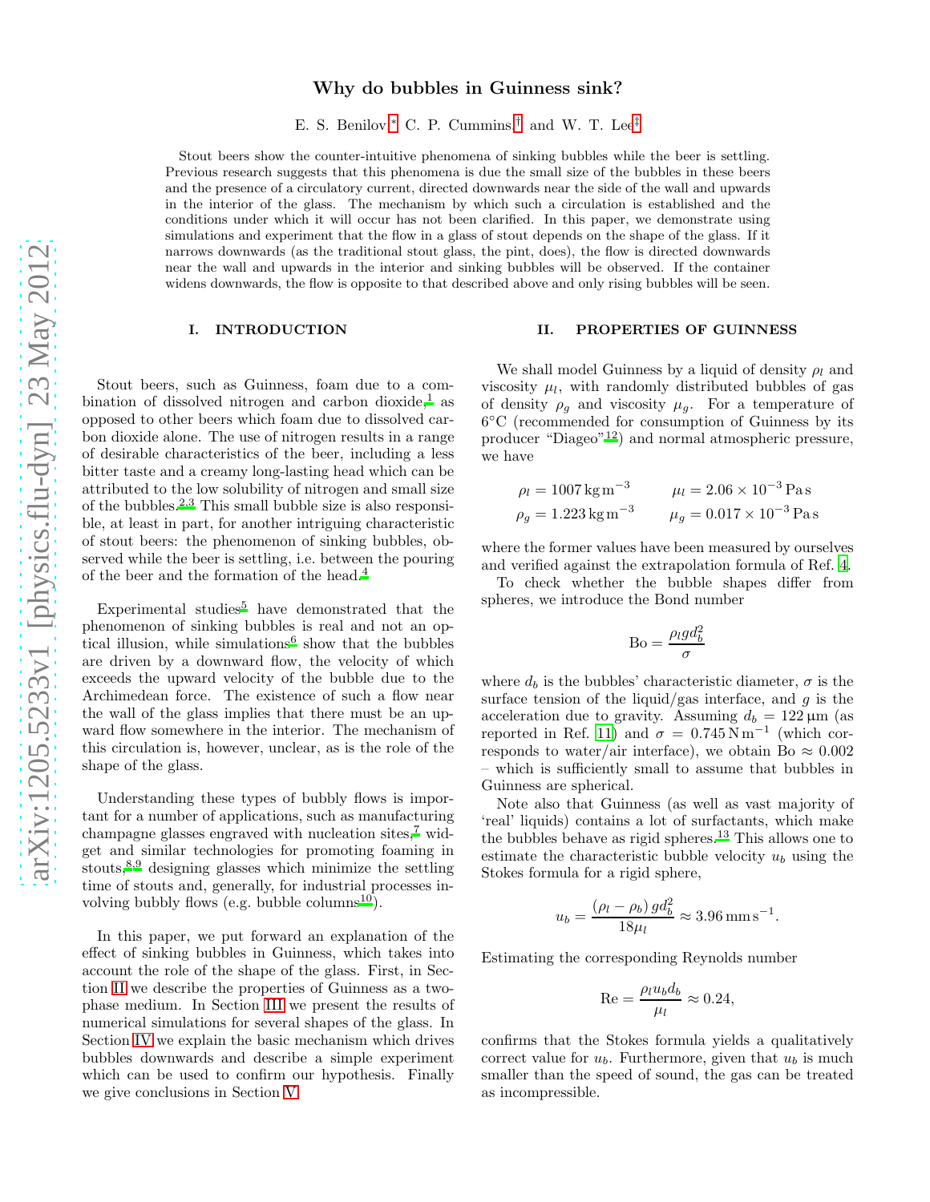# Why do bubbles in Guinness sink?

E. S. Benilov,[*] C. P. Cummins,[†] and W. T. Lee[‡]

Stout beers show the counter-intuitive phenomena of sinking bubbles while the beer is settling. Previous research suggests that this phenomena is due the small size of the bubbles in these beers and the presence of a circulatory current, directed downwards near the side of the wall and upwards in the interior of the glass. The mechanism by which such a circulation is established and the conditions under which it will occur has not been clarified. In this paper, we demonstrate using simulations and experiment that the flow in a glass of stout depends on the shape of the glass. If it narrows downwards (as the traditional stout glass, the pint, does), the flow is directed downwards near the wall and upwards in the interior and sinking bubbles will be observed. If the container widens downwards, the flow is opposite to that described above and only rising bubbles will be seen.

## I. INTRODUCTION

Stout beers, such as Guinness, foam due to a combination of dissolved nitrogen and carbon dioxide,[1] as opposed to other beers which foam due to dissolved carbon dioxide alone. The use of nitrogen results in a range of desirable characteristics of the beer, including a less bitter taste and a creamy long-lasting head which can be attributed to the low solubility of nitrogen and small size of the bubbles.[2,3] This small bubble size is also responsible, at least in part, for another intriguing characteristic of stout beers: the phenomenon of sinking bubbles, observed while the beer is settling, i.e. between the pouring of the beer and the formation of the head.[4]

Experimental studies[5] have demonstrated that the phenomenon of sinking bubbles is real and not an optical illusion, while simulations[6] show that the bubbles are driven by a downward flow, the velocity of which exceeds the upward velocity of the bubble due to the Archimedean force. The existence of such a flow near the wall of the glass implies that there must be an upward flow somewhere in the interior. The mechanism of this circulation is, however, unclear, as is the role of the shape of the glass.

Understanding these types of bubbly flows is important for a number of applications, such as manufacturing champagne glasses engraved with nucleation sites,[7] widget and similar technologies for promoting foaming in stouts,[8,9] designing glasses which minimize the settling time of stouts and, generally, for industrial processes involving bubbly flows (e.g. bubble columns[10]).

In this paper, we put forward an explanation of the effect of sinking bubbles in Guinness, which takes into account the role of the shape of the glass. First, in Section II we describe the properties of Guinness as a two-phase medium. In Section III we present the results of numerical simulations for several shapes of the glass. In Section IV we explain the basic mechanism which drives bubbles downwards and describe a simple experiment which can be used to confirm our hypothesis. Finally we give conclusions in Section V.

## II. PROPERTIES OF GUINNESS

We shall model Guinness by a liquid of density $\rho_l$ and viscosity $\mu_l$, with randomly distributed bubbles of gas of density $\rho_g$ and viscosity $\mu_g$. For a temperature of 6°C (recommended for consumption of Guinness by its producer "Diageo"[12]) and normal atmospheric pressure, we have

$$\rho_l = 1007\,\mathrm{kg\,m^{-3}} \qquad \mu_l = 2.06\times10^{-3}\,\mathrm{Pa\,s}$$
$$\rho_g = 1.223\,\mathrm{kg\,m^{-3}} \qquad \mu_g = 0.017\times10^{-3}\,\mathrm{Pa\,s}$$

where the former values have been measured by ourselves and verified against the extrapolation formula of Ref. 4.

To check whether the bubble shapes differ from spheres, we introduce the Bond number

$$\mathrm{Bo} = \frac{\rho_l g d_b^2}{\sigma}$$

where $d_b$ is the bubbles' characteristic diameter, $\sigma$ is the surface tension of the liquid/gas interface, and $g$ is the acceleration due to gravity. Assuming $d_b = 122\,\mu\mathrm{m}$ (as reported in Ref. 11) and $\sigma = 0.745\,\mathrm{N\,m^{-1}}$ (which corresponds to water/air interface), we obtain $\mathrm{Bo} \approx 0.002$ – which is sufficiently small to assume that bubbles in Guinness are spherical.

Note also that Guinness (as well as vast majority of 'real' liquids) contains a lot of surfactants, which make the bubbles behave as rigid spheres.[13] This allows one to estimate the characteristic bubble velocity $u_b$ using the Stokes formula for a rigid sphere,

$$u_b = \frac{(\rho_l - \rho_b)\,g d_b^2}{18\mu_l} \approx 3.96\,\mathrm{mm\,s^{-1}}.$$

Estimating the corresponding Reynolds number

$$\mathrm{Re} = \frac{\rho_l u_b d_b}{\mu_l} \approx 0.24,$$

confirms that the Stokes formula yields a qualitatively correct value for $u_b$. Furthermore, given that $u_b$ is much smaller than the speed of sound, the gas can be treated as incompressible.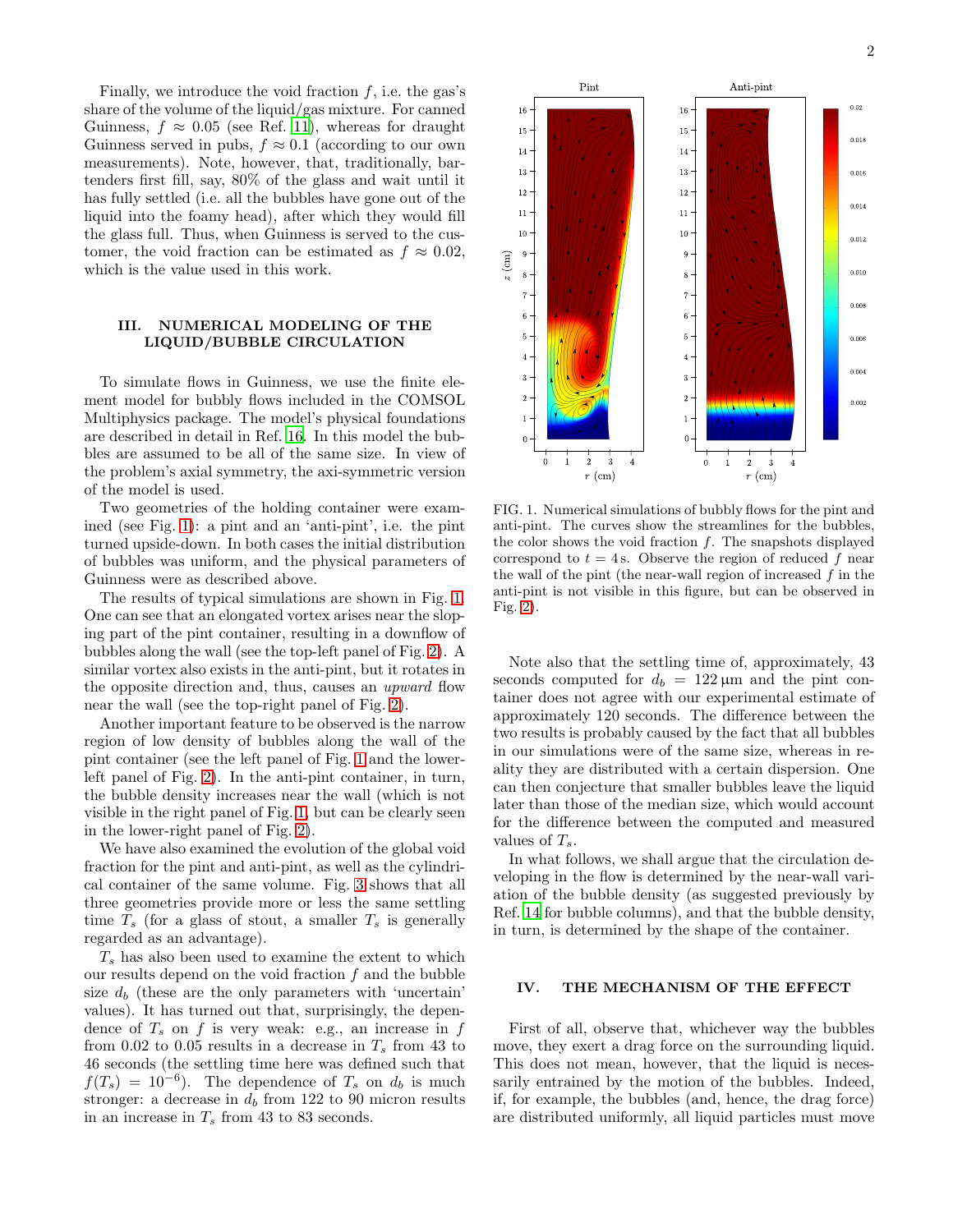Finally, we introduce the void fraction $f$, i.e. the gas's share of the volume of the liquid/gas mixture. For canned Guinness, $f \approx 0.05$ (see Ref. [11]), whereas for draught Guinness served in pubs, $f \approx 0.1$ (according to our own measurements). Note, however, that, traditionally, bartenders first fill, say, 80% of the glass and wait until it has fully settled (i.e. all the bubbles have gone out of the liquid into the foamy head), after which they would fill the glass full. Thus, when Guinness is served to the customer, the void fraction can be estimated as $f \approx 0.02$, which is the value used in this work.

## III. NUMERICAL MODELING OF THE LIQUID/BUBBLE CIRCULATION

To simulate flows in Guinness, we use the finite element model for bubbly flows included in the COMSOL Multiphysics package. The model's physical foundations are described in detail in Ref. [16]. In this model the bubbles are assumed to be all of the same size. In view of the problem's axial symmetry, the axi-symmetric version of the model is used.

Two geometries of the holding container were examined (see Fig. 1): a pint and an 'anti-pint', i.e. the pint turned upside-down. In both cases the initial distribution of bubbles was uniform, and the physical parameters of Guinness were as described above.

The results of typical simulations are shown in Fig. 1. One can see that an elongated vortex arises near the sloping part of the pint container, resulting in a downflow of bubbles along the wall (see the top-left panel of Fig. 2). A similar vortex also exists in the anti-pint, but it rotates in the opposite direction and, thus, causes an *upward* flow near the wall (see the top-right panel of Fig. 2).

Another important feature to be observed is the narrow region of low density of bubbles along the wall of the pint container (see the left panel of Fig. 1 and the lower-left panel of Fig. 2). In the anti-pint container, in turn, the bubble density increases near the wall (which is not visible in the right panel of Fig. 1, but can be clearly seen in the lower-right panel of Fig. 2).

We have also examined the evolution of the global void fraction for the pint and anti-pint, as well as the cylindrical container of the same volume. Fig. 3 shows that all three geometries provide more or less the same settling time $T_s$ (for a glass of stout, a smaller $T_s$ is generally regarded as an advantage).

$T_s$ has also been used to examine the extent to which our results depend on the void fraction $f$ and the bubble size $d_b$ (these are the only parameters with 'uncertain' values). It has turned out that, surprisingly, the dependence of $T_s$ on $f$ is very weak: e.g., an increase in $f$ from 0.02 to 0.05 results in a decrease in $T_s$ from 43 to 46 seconds (the settling time here was defined such that $f(T_s) = 10^{-6}$). The dependence of $T_s$ on $d_b$ is much stronger: a decrease in $d_b$ from 122 to 90 micron results in an increase in $T_s$ from 43 to 83 seconds.

FIG. 1. Numerical simulations of bubbly flows for the pint and anti-pint. The curves show the streamlines for the bubbles, the color shows the void fraction $f$. The snapshots displayed correspond to $t = 4\,\text{s}$. Observe the region of reduced $f$ near the wall of the pint (the near-wall region of increased $f$ in the anti-pint is not visible in this figure, but can be observed in Fig. 2).

Note also that the settling time of, approximately, 43 seconds computed for $d_b = 122\,\mu\text{m}$ and the pint container does not agree with our experimental estimate of approximately 120 seconds. The difference between the two results is probably caused by the fact that all bubbles in our simulations were of the same size, whereas in reality they are distributed with a certain dispersion. One can then conjecture that smaller bubbles leave the liquid later than those of the median size, which would account for the difference between the computed and measured values of $T_s$.

In what follows, we shall argue that the circulation developing in the flow is determined by the near-wall variation of the bubble density (as suggested previously by Ref. [14] for bubble columns), and that the bubble density, in turn, is determined by the shape of the container.

## IV. THE MECHANISM OF THE EFFECT

First of all, observe that, whichever way the bubbles move, they exert a drag force on the surrounding liquid. This does not mean, however, that the liquid is necessarily entrained by the motion of the bubbles. Indeed, if, for example, the bubbles (and, hence, the drag force) are distributed uniformly, all liquid particles must move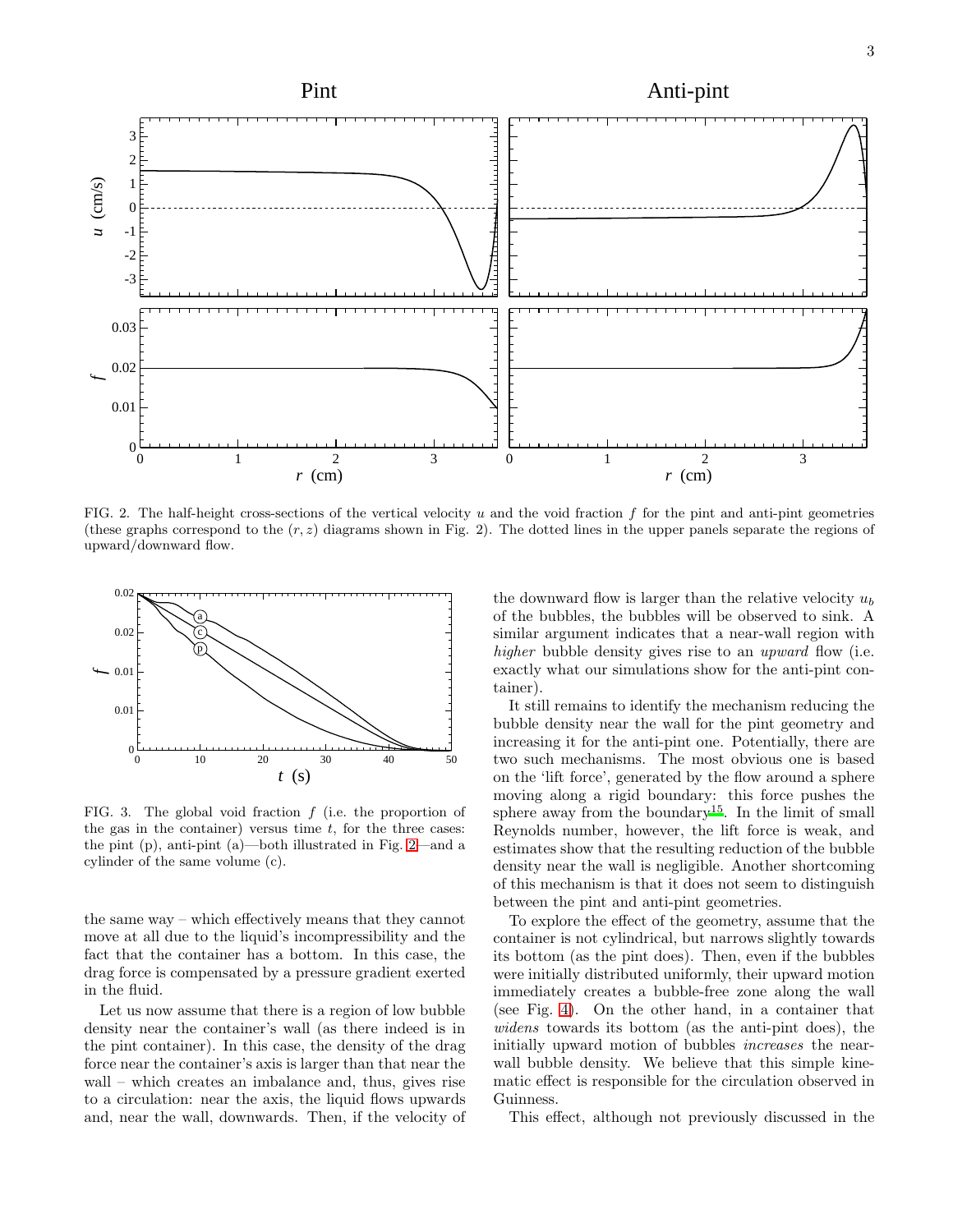FIG. 2. The half-height cross-sections of the vertical velocity $u$ and the void fraction $f$ for the pint and anti-pint geometries (these graphs correspond to the $(r,z)$ diagrams shown in Fig. 2). The dotted lines in the upper panels separate the regions of upward/downward flow.

FIG. 3. The global void fraction $f$ (i.e. the proportion of the gas in the container) versus time $t$, for the three cases: the pint (p), anti-pint (a)—both illustrated in Fig. 2—and a cylinder of the same volume (c).

the same way – which effectively means that they cannot move at all due to the liquid's incompressibility and the fact that the container has a bottom. In this case, the drag force is compensated by a pressure gradient exerted in the fluid.

Let us now assume that there is a region of low bubble density near the container's wall (as there indeed is in the pint container). In this case, the density of the drag force near the container's axis is larger than that near the wall – which creates an imbalance and, thus, gives rise to a circulation: near the axis, the liquid flows upwards and, near the wall, downwards. Then, if the velocity of the downward flow is larger than the relative velocity $u_b$ of the bubbles, the bubbles will be observed to sink. A similar argument indicates that a near-wall region with *higher* bubble density gives rise to an *upward* flow (i.e. exactly what our simulations show for the anti-pint container).

It still remains to identify the mechanism reducing the bubble density near the wall for the pint geometry and increasing it for the anti-pint one. Potentially, there are two such mechanisms. The most obvious one is based on the 'lift force', generated by the flow around a sphere moving along a rigid boundary: this force pushes the sphere away from the boundary[15]. In the limit of small Reynolds number, however, the lift force is weak, and estimates show that the resulting reduction of the bubble density near the wall is negligible. Another shortcoming of this mechanism is that it does not seem to distinguish between the pint and anti-pint geometries.

To explore the effect of the geometry, assume that the container is not cylindrical, but narrows slightly towards its bottom (as the pint does). Then, even if the bubbles were initially distributed uniformly, their upward motion immediately creates a bubble-free zone along the wall (see Fig. 4). On the other hand, in a container that *widens* towards its bottom (as the anti-pint does), the initially upward motion of bubbles *increases* the near-wall bubble density. We believe that this simple kinematic effect is responsible for the circulation observed in Guinness.

This effect, although not previously discussed in the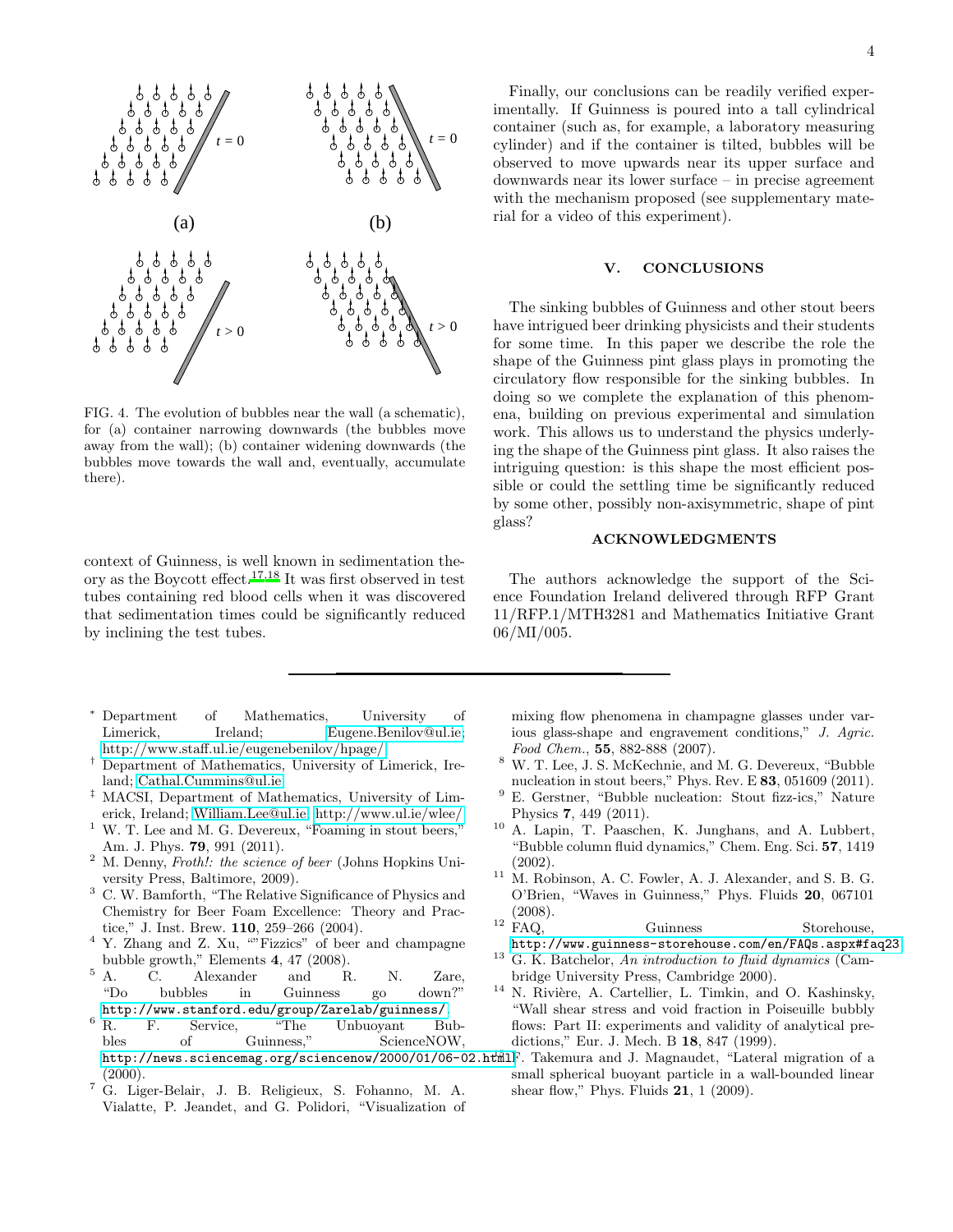FIG. 4. The evolution of bubbles near the wall (a schematic), for (a) container narrowing downwards (the bubbles move away from the wall); (b) container widening downwards (the bubbles move towards the wall and, eventually, accumulate there).

context of Guinness, is well known in sedimentation theory as the Boycott effect.[17,18] It was first observed in test tubes containing red blood cells when it was discovered that sedimentation times could be significantly reduced by inclining the test tubes.

Finally, our conclusions can be readily verified experimentally. If Guinness is poured into a tall cylindrical container (such as, for example, a laboratory measuring cylinder) and if the container is tilted, bubbles will be observed to move upwards near its upper surface and downwards near its lower surface – in precise agreement with the mechanism proposed (see supplementary material for a video of this experiment).

## V. CONCLUSIONS

The sinking bubbles of Guinness and other stout beers have intrigued beer drinking physicists and their students for some time. In this paper we describe the role the shape of the Guinness pint glass plays in promoting the circulatory flow responsible for the sinking bubbles. In doing so we complete the explanation of this phenomena, building on previous experimental and simulation work. This allows us to understand the physics underlying the shape of the Guinness pint glass. It also raises the intriguing question: is this shape the most efficient possible or could the settling time be significantly reduced by some other, possibly non-axisymmetric, shape of pint glass?

## ACKNOWLEDGMENTS

The authors acknowledge the support of the Science Foundation Ireland delivered through RFP Grant 11/RFP.1/MTH3281 and Mathematics Initiative Grant 06/MI/005.

---

[*] Department of Mathematics, University of Limerick, Ireland; Eugene.Benilov@ul.ie; http://www.staff.ul.ie/eugenebenilov/hpage/

[†] Department of Mathematics, University of Limerick, Ireland; Cathal.Cummins@ul.ie

[‡] MACSI, Department of Mathematics, University of Limerick, Ireland; William.Lee@ul.ie; http://www.ul.ie/wlee/

[1] W. T. Lee and M. G. Devereux, "Foaming in stout beers," Am. J. Phys. **79**, 991 (2011).

[2] M. Denny, *Froth!: the science of beer* (Johns Hopkins University Press, Baltimore, 2009).

[3] C. W. Bamforth, "The Relative Significance of Physics and Chemistry for Beer Foam Excellence: Theory and Practice," J. Inst. Brew. **110**, 259–266 (2004).

[4] Y. Zhang and Z. Xu, ""Fizzics" of beer and champagne bubble growth," Elements **4**, 47 (2008).

[5] A. C. Alexander and R. N. Zare, "Do bubbles in Guinness go down?" http://www.stanford.edu/group/Zarelab/guinness/.

[6] R. F. Service, "The Unbuoyant Bubbles of Guinness," ScienceNOW, http://news.sciencemag.org/sciencenow/2000/01/06-02.html (2000).

[7] G. Liger-Belair, J. B. Religieux, S. Fohanno, M. A. Vialatte, P. Jeandet, and G. Polidori, "Visualization of mixing flow phenomena in champagne glasses under various glass-shape and engravement conditions," *J. Agric. Food Chem.*, **55**, 882-888 (2007).

[8] W. T. Lee, J. S. McKechnie, and M. G. Devereux, "Bubble nucleation in stout beers," Phys. Rev. E **83**, 051609 (2011).

[9] E. Gerstner, "Bubble nucleation: Stout fizz-ics," Nature Physics **7**, 449 (2011).

[10] A. Lapin, T. Paaschen, K. Junghans, and A. Lubbert, "Bubble column fluid dynamics," Chem. Eng. Sci. **57**, 1419 (2002).

[11] M. Robinson, A. C. Fowler, A. J. Alexander, and S. B. G. O'Brien, "Waves in Guinness," Phys. Fluids **20**, 067101 (2008).

[12] FAQ, Guinness Storehouse, http://www.guinness-storehouse.com/en/FAQs.aspx#faq23.

[13] G. K. Batchelor, *An introduction to fluid dynamics* (Cambridge University Press, Cambridge 2000).

[14] N. Rivière, A. Cartellier, L. Timkin, and O. Kashinsky, "Wall shear stress and void fraction in Poiseuille bubbly flows: Part II: experiments and validity of analytical predictions," Eur. J. Mech. B **18**, 847 (1999).

[15] F. Takemura and J. Magnaudet, "Lateral migration of a small spherical buoyant particle in a wall-bounded linear shear flow," Phys. Fluids **21**, 1 (2009).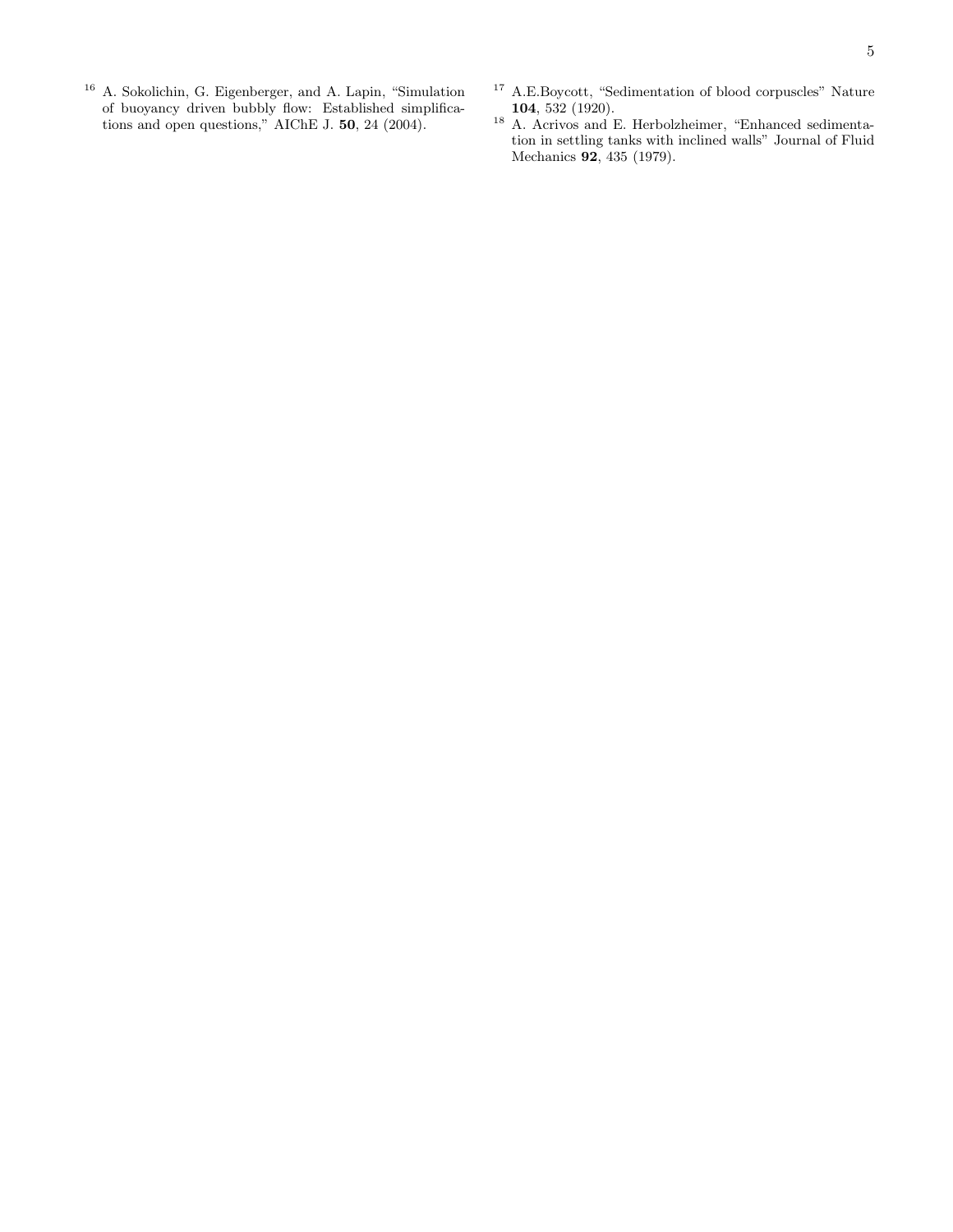[16] A. Sokolichin, G. Eigenberger, and A. Lapin, "Simulation of buoyancy driven bubbly flow: Established simplifications and open questions," AIChE J. **50**, 24 (2004).

[17] A.E.Boycott, "Sedimentation of blood corpuscles" Nature **104**, 532 (1920).

[18] A. Acrivos and E. Herbolzheimer, "Enhanced sedimentation in settling tanks with inclined walls" Journal of Fluid Mechanics **92**, 435 (1979).